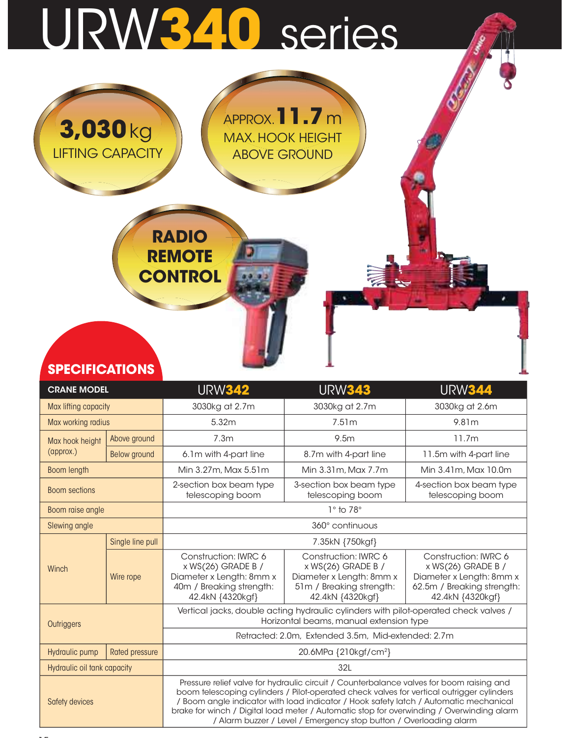# URW340 series

**3,030** kg
LIFTING CAPACITY

APPROX. **11.7** m
MAX. HOOK HEIGHT
ABOVE GROUND

**RADIO REMOTE CONTROL**

## SPECIFICATIONS

| CRANE MODEL | | URW342 | URW343 | URW344 |
|---|---|---|---|---|
| Max lifting capacity | | 3030kg at 2.7m | 3030kg at 2.7m | 3030kg at 2.6m |
| Max working radius | | 5.32m | 7.51m | 9.81m |
| Max hook height (approx.) | Above ground | 7.3m | 9.5m | 11.7m |
| | Below ground | 6.1m with 4-part line | 8.7m with 4-part line | 11.5m with 4-part line |
| Boom length | | Min 3.27m, Max 5.51m | Min 3.31m, Max 7.7m | Min 3.41m, Max 10.0m |
| Boom sections | | 2-section box beam type telescoping boom | 3-section box beam type telescoping boom | 4-section box beam type telescoping boom |
| Boom raise angle | | 1° to 78° | | |
| Slewing angle | | 360° continuous | | |
| Winch | Single line pull | 7.35kN {750kgf} | | |
| | Wire rope | Construction: IWRC 6 x WS(26) GRADE B / Diameter x Length: 8mm x 40m / Breaking strength: 42.4kN {4320kgf} | Construction: IWRC 6 x WS(26) GRADE B / Diameter x Length: 8mm x 51m / Breaking strength: 42.4kN {4320kgf} | Construction: IWRC 6 x WS(26) GRADE B / Diameter x Length: 8mm x 62.5m / Breaking strength: 42.4kN {4320kgf} |
| Outriggers | | Vertical jacks, double acting hydraulic cylinders with pilot-operated check valves / Horizontal beams, manual extension type | | |
| | | Retracted: 2.0m, Extended 3.5m, Mid-extended: 2.7m | | |
| Hydraulic pump | Rated pressure | 20.6MPa {210kgf/cm$^2$} | | |
| Hydraulic oil tank capacity | | 32L | | |
| Safety devices | | Pressure relief valve for hydraulic circuit / Counterbalance valves for boom raising and boom telescoping cylinders / Pilot-operated check valves for vertical outrigger cylinders / Boom angle indicator with load indicator / Hook safety latch / Automatic mechanical brake for winch / Digital load meter / Automatic stop for overwinding / Overwinding alarm / Alarm buzzer / Level / Emergency stop button / Overloading alarm | | |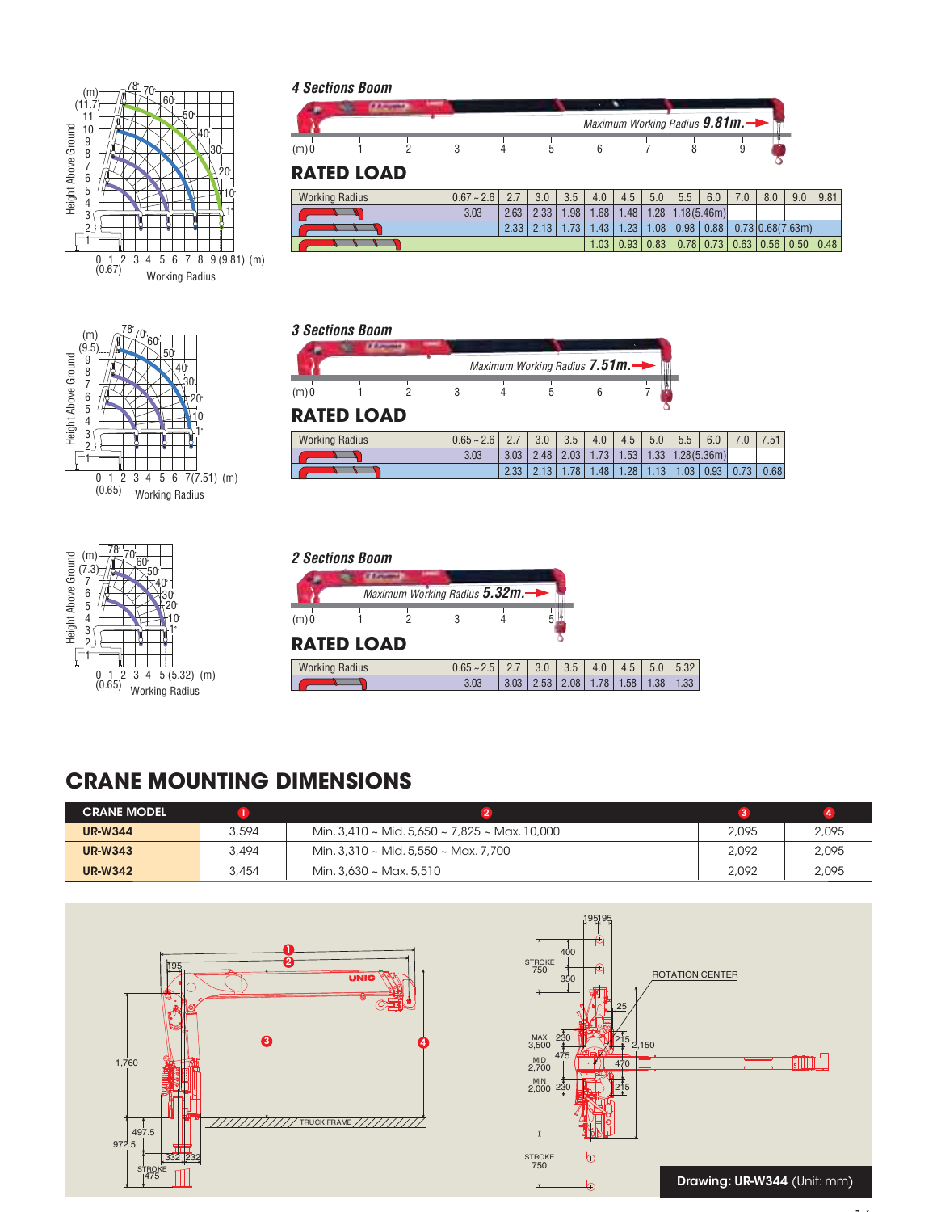(m)
(11.7)
11
10
9
8
7
6
5
4
3
2
1
78°
70°
60°
50°
40°
30°
20°
10°
1°
0 1 2 3 4 5 6 7 8 9 (9.81) (m)
(0.67)
Height Above Ground
Working Radius

### *4 Sections Boom*

*Maximum Working Radius* ***9.81m.***

(m) 0 1 2 3 4 5 6 7 8 9

## RATED LOAD

| Working Radius | 0.67 ~ 2.6 | 2.7 | 3.0 | 3.5 | 4.0 | 4.5 | 5.0 | 5.5 | 6.0 | 7.0 | 8.0 | 9.0 | 9.81 |
|---|---|---|---|---|---|---|---|---|---|---|---|---|---|
| | 3.03 | 2.63 | 2.33 | 1.98 | 1.68 | 1.48 | 1.28 | 1.18(5.46m) | | | | | |
| | | 2.33 | 2.13 | 1.73 | 1.43 | 1.23 | 1.08 | 0.98 | 0.88 | 0.73 | 0.68(7.63m) | | |
| | | | | | 1.03 | 0.93 | 0.83 | 0.78 | 0.73 | 0.63 | 0.56 | 0.50 | 0.48 |

(m)
(9.5)
9
8
7
6
5
4
3
2
1
78°
70°
60°
50°
40°
30°
20°
10°
1°
0 1 2 3 4 5 6 7 (7.51) (m)
(0.65)
Height Above Ground
Working Radius

### *3 Sections Boom*

*Maximum Working Radius* ***7.51m.***

(m) 0 1 2 3 4 5 6 7

## RATED LOAD

| Working Radius | 0.65 ~ 2.6 | 2.7 | 3.0 | 3.5 | 4.0 | 4.5 | 5.0 | 5.5 | 6.0 | 7.0 | 7.51 |
|---|---|---|---|---|---|---|---|---|---|---|---|
| | 3.03 | 3.03 | 2.48 | 2.03 | 1.73 | 1.53 | 1.33 | 1.28(5.36m) | | | |
| | | 2.33 | 2.13 | 1.78 | 1.48 | 1.28 | 1.13 | 1.03 | 0.93 | 0.73 | 0.68 |

(m)
(7.3)
7
6
5
4
3
2
1
78°
70°
60°
50°
40°
30°
20°
10°
1°
0 1 2 3 4 5 (5.32) (m)
(0.65)
Height Above Ground
Working Radius

### *2 Sections Boom*

*Maximum Working Radius* ***5.32m.***

(m) 0 1 2 3 4 5

## RATED LOAD

| Working Radius | 0.65 ~ 2.5 | 2.7 | 3.0 | 3.5 | 4.0 | 4.5 | 5.0 | 5.32 |
|---|---|---|---|---|---|---|---|---|
| | 3.03 | 3.03 | 2.53 | 2.08 | 1.78 | 1.58 | 1.38 | 1.33 |

# CRANE MOUNTING DIMENSIONS

| CRANE MODEL | 1 | 2 | 3 | 4 |
|---|---|---|---|---|
| **UR-W344** | 3,594 | Min. 3,410 ~ Mid. 5,650 ~ 7,825 ~ Max. 10,000 | 2,095 | 2,095 |
| **UR-W343** | 3,494 | Min. 3,310 ~ Mid. 5,550 ~ Max. 7,700 | 2,092 | 2,095 |
| **UR-W342** | 3,454 | Min. 3,630 ~ Max. 5,510 | 2,092 | 2,095 |

1
2
195
UNIC
3
4
1,760
TRUCK FRAME
497.5
972.5
332
232
STROKE
475

195 195
400
STROKE
750
350
ROTATION CENTER
25
MAX
3,500
230
215
2,150
MID
2,700
475
470
MIN
2,000
230
215
STROKE
750

**Drawing: UR-W344** (Unit: mm)